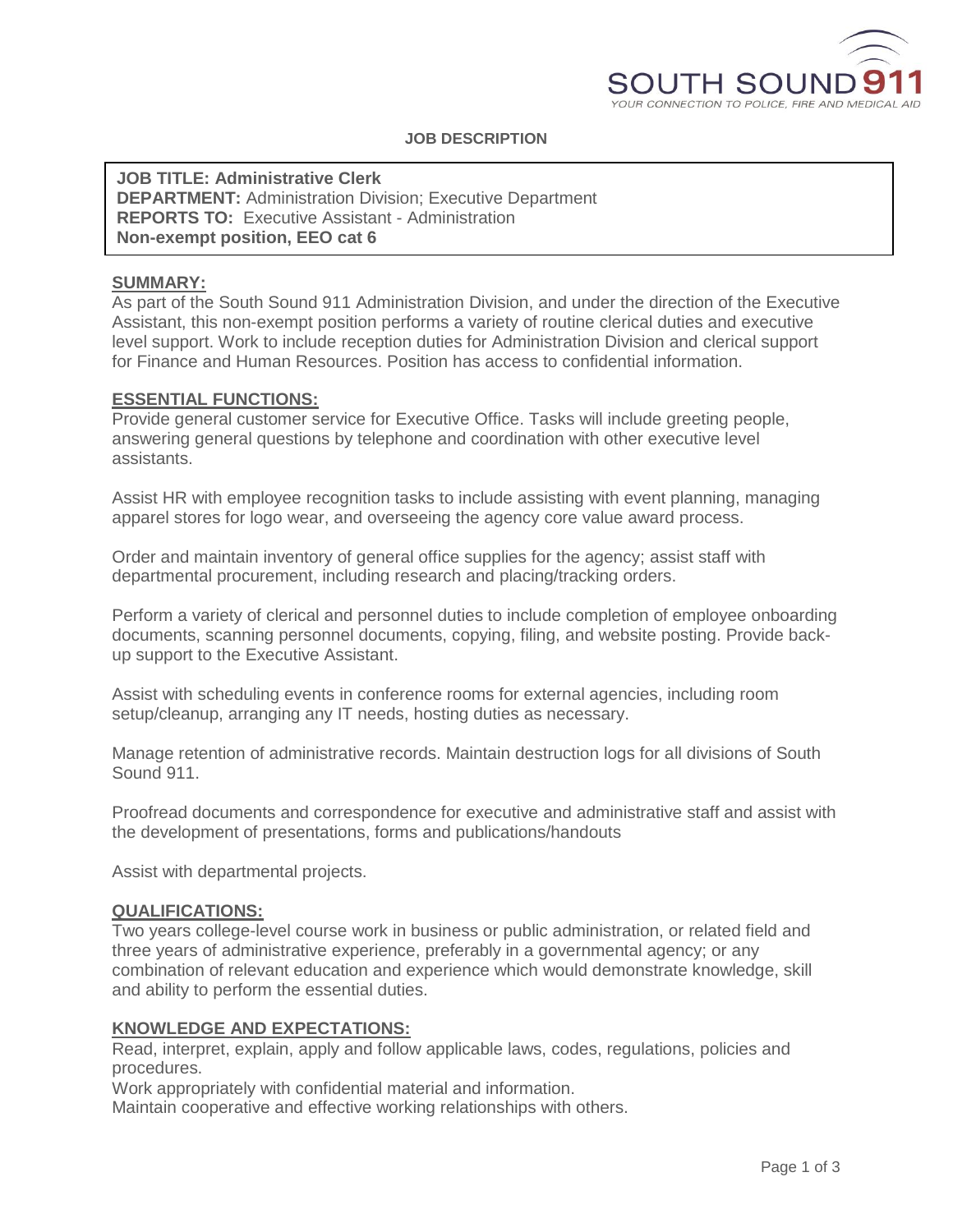SOUTH SOUND 911
YOUR CONNECTION TO POLICE, FIRE AND MEDICAL AID

**JOB DESCRIPTION**

**JOB TITLE: Administrative Clerk**
**DEPARTMENT:** Administration Division; Executive Department
**REPORTS TO:** Executive Assistant - Administration
**Non-exempt position, EEO cat 6**

## SUMMARY:

As part of the South Sound 911 Administration Division, and under the direction of the Executive Assistant, this non-exempt position performs a variety of routine clerical duties and executive level support. Work to include reception duties for Administration Division and clerical support for Finance and Human Resources. Position has access to confidential information.

## ESSENTIAL FUNCTIONS:

Provide general customer service for Executive Office. Tasks will include greeting people, answering general questions by telephone and coordination with other executive level assistants.

Assist HR with employee recognition tasks to include assisting with event planning, managing apparel stores for logo wear, and overseeing the agency core value award process.

Order and maintain inventory of general office supplies for the agency; assist staff with departmental procurement, including research and placing/tracking orders.

Perform a variety of clerical and personnel duties to include completion of employee onboarding documents, scanning personnel documents, copying, filing, and website posting. Provide back-up support to the Executive Assistant.

Assist with scheduling events in conference rooms for external agencies, including room setup/cleanup, arranging any IT needs, hosting duties as necessary.

Manage retention of administrative records. Maintain destruction logs for all divisions of South Sound 911.

Proofread documents and correspondence for executive and administrative staff and assist with the development of presentations, forms and publications/handouts

Assist with departmental projects.

## QUALIFICATIONS:

Two years college-level course work in business or public administration, or related field and three years of administrative experience, preferably in a governmental agency; or any combination of relevant education and experience which would demonstrate knowledge, skill and ability to perform the essential duties.

## KNOWLEDGE AND EXPECTATIONS:

Read, interpret, explain, apply and follow applicable laws, codes, regulations, policies and procedures.
Work appropriately with confidential material and information.
Maintain cooperative and effective working relationships with others.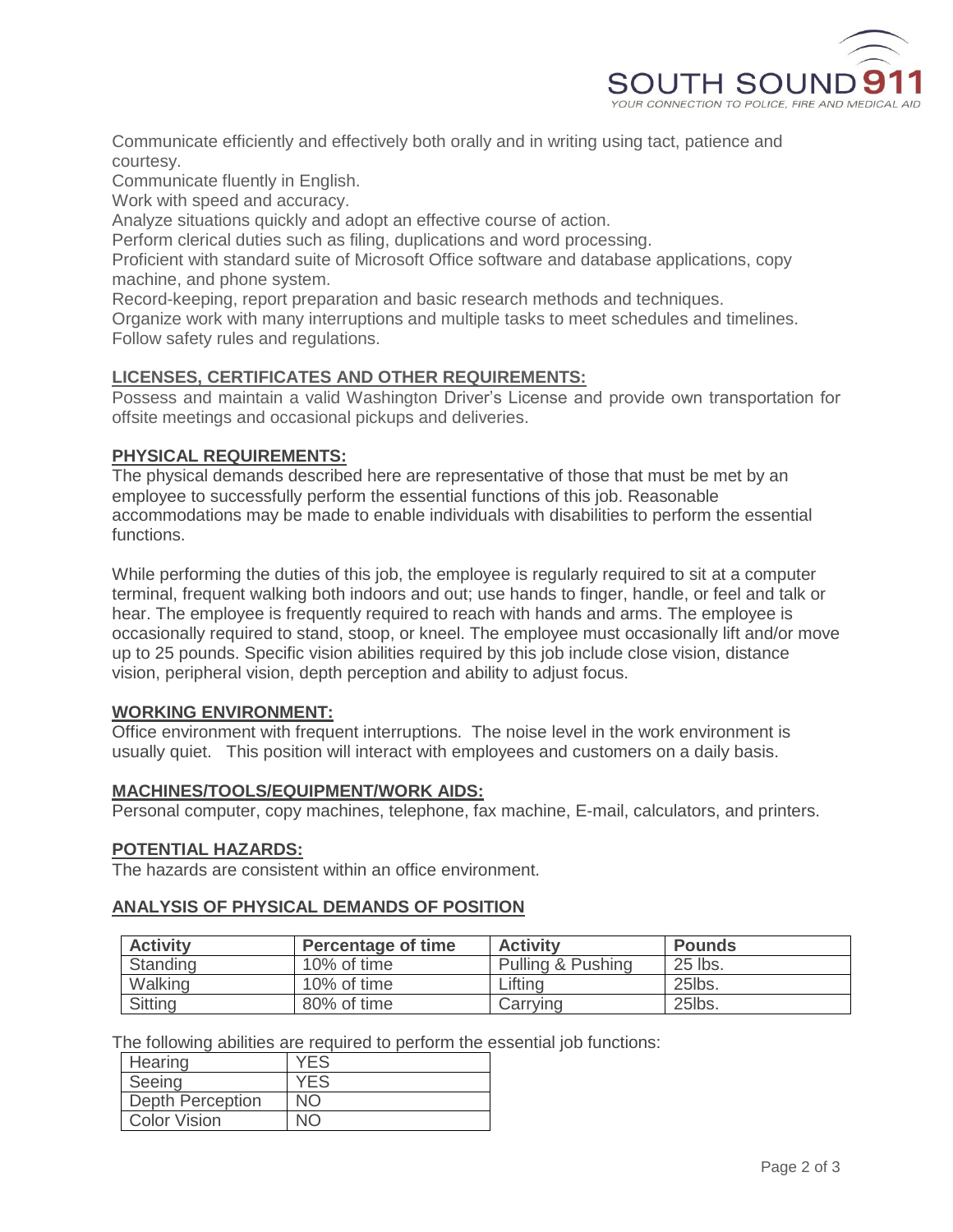Communicate efficiently and effectively both orally and in writing using tact, patience and courtesy.
Communicate fluently in English.
Work with speed and accuracy.
Analyze situations quickly and adopt an effective course of action.
Perform clerical duties such as filing, duplications and word processing.
Proficient with standard suite of Microsoft Office software and database applications, copy machine, and phone system.
Record-keeping, report preparation and basic research methods and techniques.
Organize work with many interruptions and multiple tasks to meet schedules and timelines.
Follow safety rules and regulations.

## LICENSES, CERTIFICATES AND OTHER REQUIREMENTS:

Possess and maintain a valid Washington Driver's License and provide own transportation for offsite meetings and occasional pickups and deliveries.

## PHYSICAL REQUIREMENTS:

The physical demands described here are representative of those that must be met by an employee to successfully perform the essential functions of this job. Reasonable accommodations may be made to enable individuals with disabilities to perform the essential functions.

While performing the duties of this job, the employee is regularly required to sit at a computer terminal, frequent walking both indoors and out; use hands to finger, handle, or feel and talk or hear. The employee is frequently required to reach with hands and arms. The employee is occasionally required to stand, stoop, or kneel. The employee must occasionally lift and/or move up to 25 pounds. Specific vision abilities required by this job include close vision, distance vision, peripheral vision, depth perception and ability to adjust focus.

## WORKING ENVIRONMENT:

Office environment with frequent interruptions. The noise level in the work environment is usually quiet. This position will interact with employees and customers on a daily basis.

## MACHINES/TOOLS/EQUIPMENT/WORK AIDS:

Personal computer, copy machines, telephone, fax machine, E-mail, calculators, and printers.

## POTENTIAL HAZARDS:

The hazards are consistent within an office environment.

## ANALYSIS OF PHYSICAL DEMANDS OF POSITION

| Activity | Percentage of time | Activity | Pounds |
|---|---|---|---|
| Standing | 10% of time | Pulling & Pushing | 25 lbs. |
| Walking | 10% of time | Lifting | 25lbs. |
| Sitting | 80% of time | Carrying | 25lbs. |

The following abilities are required to perform the essential job functions:

| | |
|---|---|
| Hearing | YES |
| Seeing | YES |
| Depth Perception | NO |
| Color Vision | NO |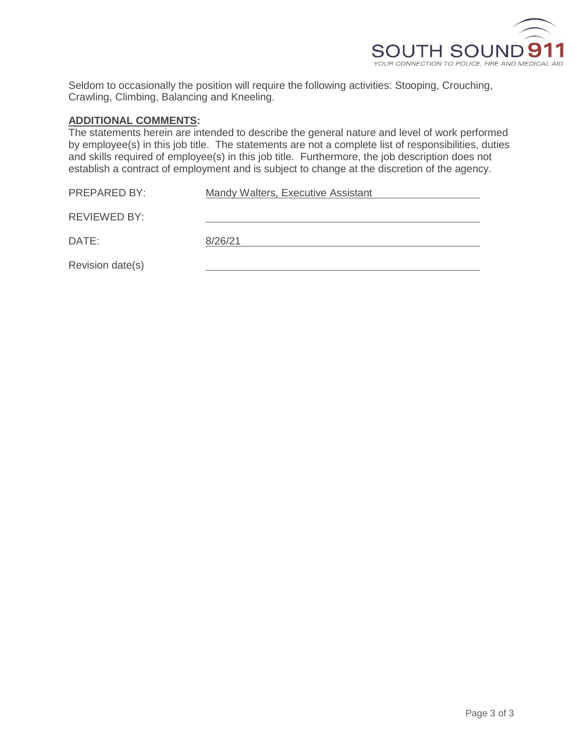Seldom to occasionally the position will require the following activities: Stooping, Crouching, Crawling, Climbing, Balancing and Kneeling.

**ADDITIONAL COMMENTS:**

The statements herein are intended to describe the general nature and level of work performed by employee(s) in this job title. The statements are not a complete list of responsibilities, duties and skills required of employee(s) in this job title. Furthermore, the job description does not establish a contract of employment and is subject to change at the discretion of the agency.

| | |
|---|---|
| PREPARED BY: | Mandy Walters, Executive Assistant |
| REVIEWED BY: | |
| DATE: | 8/26/21 |
| Revision date(s) | |